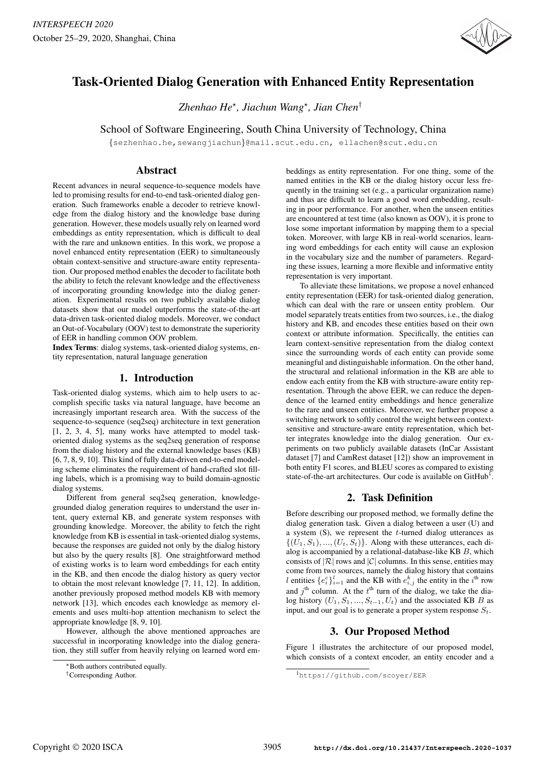# Task-Oriented Dialog Generation with Enhanced Entity Representation

*Zhenhao He*[⋆]*, Jiachun Wang*[⋆]*, Jian Chen*[†]

School of Software Engineering, South China University of Technology, China

{sezhenhao.he,sewangjiachun}@mail.scut.edu.cn, ellachen@scut.edu.cn

## Abstract

Recent advances in neural sequence-to-sequence models have led to promising results for end-to-end task-oriented dialog generation. Such frameworks enable a decoder to retrieve knowledge from the dialog history and the knowledge base during generation. However, these models usually rely on learned word embeddings as entity representation, which is difficult to deal with the rare and unknown entities. In this work, we propose a novel enhanced entity representation (EER) to simultaneously obtain context-sensitive and structure-aware entity representation. Our proposed method enables the decoder to facilitate both the ability to fetch the relevant knowledge and the effectiveness of incorporating grounding knowledge into the dialog generation. Experimental results on two publicly available dialog datasets show that our model outperforms the state-of-the-art data-driven task-oriented dialog models. Moreover, we conduct an Out-of-Vocabulary (OOV) test to demonstrate the superiority of EER in handling common OOV problem.

**Index Terms**: dialog systems, task-oriented dialog systems, entity representation, natural language generation

## 1. Introduction

Task-oriented dialog systems, which aim to help users to accomplish specific tasks via natural language, have become an increasingly important research area. With the success of the sequence-to-sequence (seq2seq) architecture in text generation [1, 2, 3, 4, 5], many works have attempted to model task-oriented dialog systems as the seq2seq generation of response from the dialog history and the external knowledge bases (KB) [6, 7, 8, 9, 10]. This kind of fully data-driven end-to-end modeling scheme eliminates the requirement of hand-crafted slot filling labels, which is a promising way to build domain-agnostic dialog systems.

Different from general seq2seq generation, knowledge-grounded dialog generation requires to understand the user intent, query external KB, and generate system responses with grounding knowledge. Moreover, the ability to fetch the right knowledge from KB is essential in task-oriented dialog systems, because the responses are guided not only by the dialog history but also by the query results [8]. One straightforward method of existing works is to learn word embeddings for each entity in the KB, and then encode the dialog history as query vector to obtain the most relevant knowledge [7, 11, 12]. In addition, another previously proposed method models KB with memory network [13], which encodes each knowledge as memory elements and uses multi-hop attention mechanism to select the appropriate knowledge [8, 9, 10].

However, although the above mentioned approaches are successful in incorporating knowledge into the dialog generation, they still suffer from heavily relying on learned word embeddings as entity representation. For one thing, some of the named entities in the KB or the dialog history occur less frequently in the training set (e.g., a particular organization name) and thus are difficult to learn a good word embedding, resulting in poor performance. For another, when the unseen entities are encountered at test time (also known as OOV), it is prone to lose some important information by mapping them to a special token. Moreover, with large KB in real-world scenarios, learning word embeddings for each entity will cause an explosion in the vocabulary size and the number of parameters. Regarding these issues, learning a more flexible and informative entity representation is very important.

To alleviate these limitations, we propose a novel enhanced entity representation (EER) for task-oriented dialog generation, which can deal with the rare or unseen entity problem. Our model separately treats entities from two sources, i.e., the dialog history and KB, and encodes these entities based on their own context or attribute information. Specifically, the entities can learn context-sensitive representation from the dialog context since the surrounding words of each entity can provide some meaningful and distinguishable information. On the other hand, the structural and relational information in the KB are able to endow each entity from the KB with structure-aware entity representation. Through the above EER, we can reduce the dependence of the learned entity embeddings and hence generalize to the rare and unseen entities. Moreover, we further propose a switching network to softly control the weight between context-sensitive and structure-aware entity representation, which better integrates knowledge into the dialog generation. Our experiments on two publicly available datasets (InCar Assistant dataset [7] and CamRest dataset [12]) show an improvement in both entity F1 scores, and BLEU scores as compared to existing state-of-the-art architectures. Our code is available on GitHub[1].

## 2. Task Definition

Before describing our proposed method, we formally define the dialog generation task. Given a dialog between a user (U) and a system (S), we represent the $t$-turned dialog utterances as $\{(U_1, S_1), ..., (U_t, S_t)\}$. Along with these utterances, each dialog is accompanied by a relational-database-like KB $B$, which consists of $|\mathcal{R}|$ rows and $|\mathcal{C}|$ columns. In this sense, entities may come from two sources, namely the dialog history that contains $l$ entities $\{e_i^c\}_{i=1}^l$ and the KB with $e_{i,j}^k$ the entity in the $i^{\text{th}}$ row and $j^{\text{th}}$ column. At the $t^{\text{th}}$ turn of the dialog, we take the dialog history $(U_1, S_1, ..., S_{t-1}, U_t)$ and the associated KB $B$ as input, and our goal is to generate a proper system response $S_t$.

## 3. Our Proposed Method

Figure 1 illustrates the architecture of our proposed model, which consists of a context encoder, an entity encoder and a

[⋆]Both authors contributed equally.

[†]Corresponding Author.

[1]https://github.com/scoyer/EER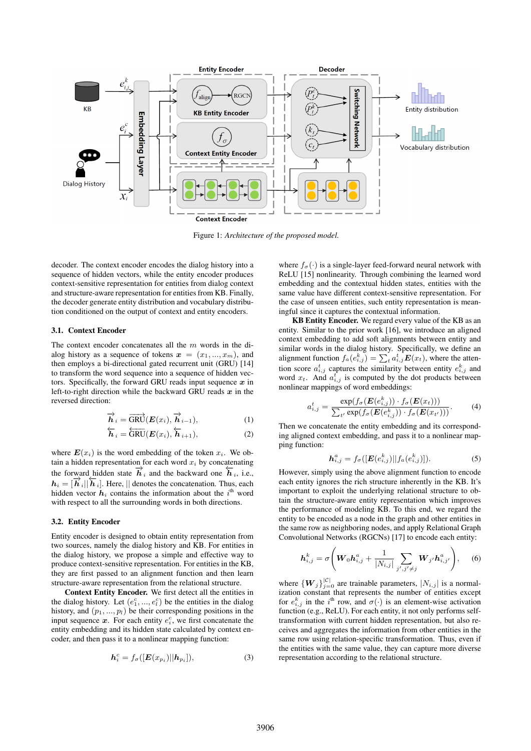Figure 1: *Architecture of the proposed model.*

decoder. The context encoder encodes the dialog history into a sequence of hidden vectors, while the entity encoder produces context-sensitive representation for entities from dialog context and structure-aware representation for entities from KB. Finally, the decoder generate entity distribution and vocabulary distribution conditioned on the output of context and entity encoders.

### 3.1. Context Encoder

The context encoder concatenates all the $m$ words in the dialog history as a sequence of tokens $\boldsymbol{x} = (x_1, ..., x_m)$, and then employs a bi-directional gated recurrent unit (GRU) [14] to transform the word sequence into a sequence of hidden vectors. Specifically, the forward GRU reads input sequence $\boldsymbol{x}$ in left-to-right direction while the backward GRU reads $\boldsymbol{x}$ in the reversed direction:

$$\overrightarrow{\boldsymbol{h}}_i = \overrightarrow{\text{GRU}}(\boldsymbol{E}(x_i), \overrightarrow{\boldsymbol{h}}_{i-1}), \tag{1}$$

$$\overleftarrow{\boldsymbol{h}}_i = \overleftarrow{\text{GRU}}(\boldsymbol{E}(x_i), \overleftarrow{\boldsymbol{h}}_{i+1}), \tag{2}$$

where $\boldsymbol{E}(x_i)$ is the word embedding of the token $x_i$. We obtain a hidden representation for each word $x_i$ by concatenating the forward hidden state $\overrightarrow{\boldsymbol{h}}_i$ and the backward one $\overleftarrow{\boldsymbol{h}}_i$, i.e., $\boldsymbol{h}_i = [\overrightarrow{\boldsymbol{h}}_i || \overleftarrow{\boldsymbol{h}}_i]$. Here, $||$ denotes the concatenation. Thus, each hidden vector $\boldsymbol{h}_i$ contains the information about the $i^{\text{th}}$ word with respect to all the surrounding words in both directions.

### 3.2. Entity Encoder

Entity encoder is designed to obtain entity representation from two sources, namely the dialog history and KB. For entities in the dialog history, we propose a simple and effective way to produce context-sensitive representation. For entities in the KB, they are first passed to an alignment function and then learn structure-aware representation from the relational structure.

**Context Entity Encoder.** We first detect all the entities in the dialog history. Let $(e_1^c, ..., e_l^c)$ be the entities in the dialog history, and $(p_1, ..., p_l)$ be their corresponding positions in the input sequence $\boldsymbol{x}$. For each entity $e_i^c$, we first concatenate the entity embedding and its hidden state calculated by context encoder, and then pass it to a nonlinear mapping function:

$$\boldsymbol{h}_i^c = f_\sigma([\boldsymbol{E}(x_{p_i}) || \boldsymbol{h}_{p_i}]), \tag{3}$$

where $f_\sigma(\cdot)$ is a single-layer feed-forward neural network with ReLU [15] nonlinearity. Through combining the learned word embedding and the contextual hidden states, entities with the same value have different context-sensitive representation. For the case of unseen entities, such entity representation is meaningful since it captures the contextual information.

**KB Entity Encoder.** We regard every value of the KB as an entity. Similar to the prior work [16], we introduce an aligned context embedding to add soft alignments between entity and similar words in the dialog history. Specifically, we define an alignment function $f_a(e_{i,j}^k) = \sum_t a_{i,j}^t \boldsymbol{E}(x_t)$, where the attention score $a_{i,j}^t$ captures the similarity between entity $e_{i,j}^k$ and word $x_t$. And $a_{i,j}^t$ is computed by the dot products between nonlinear mappings of word embeddings:

$$a_{i,j}^t = \frac{\exp(f_\sigma(\boldsymbol{E}(e_{i,j}^k)) \cdot f_\sigma(\boldsymbol{E}(x_t)))}{\sum_{t'} \exp(f_\sigma(\boldsymbol{E}(e_{i,j}^k)) \cdot f_\sigma(\boldsymbol{E}(x_{t'})))}. \tag{4}$$

Then we concatenate the entity embedding and its corresponding aligned context embedding, and pass it to a nonlinear mapping function:

$$\boldsymbol{h}_{i,j}^a = f_\sigma([\boldsymbol{E}(e_{i,j}^k) || f_a(e_{i,j}^k)]). \tag{5}$$

However, simply using the above alignment function to encode each entity ignores the rich structure inherently in the KB. It's important to exploit the underlying relational structure to obtain the structure-aware entity representation which improves the performance of modeling KB. To this end, we regard the entity to be encoded as a node in the graph and other entities in the same row as neighboring nodes, and apply Relational Graph Convolutional Networks (RGCNs) [17] to encode each entity:

$$\boldsymbol{h}_{i,j}^k = \sigma\left(\boldsymbol{W}_0 \boldsymbol{h}_{i,j}^a + \frac{1}{|N_{i,j}|} \sum_{j', j' \neq j} \boldsymbol{W}_{j'} \boldsymbol{h}_{i,j'}^a\right), \tag{6}$$

where $\{\boldsymbol{W}_j\}_{j=0}^{|C|}$ are trainable parameters, $|N_{i,j}|$ is a normalization constant that represents the number of entities except for $e_{i,j}^k$ in the $i^{\text{th}}$ row, and $\sigma(\cdot)$ is an element-wise activation function (e.g., ReLU). For each entity, it not only performs self-transformation with current hidden representation, but also receives and aggregates the information from other entities in the same row using relation-specific transformation. Thus, even if the entities with the same value, they can capture more diverse representation according to the relational structure.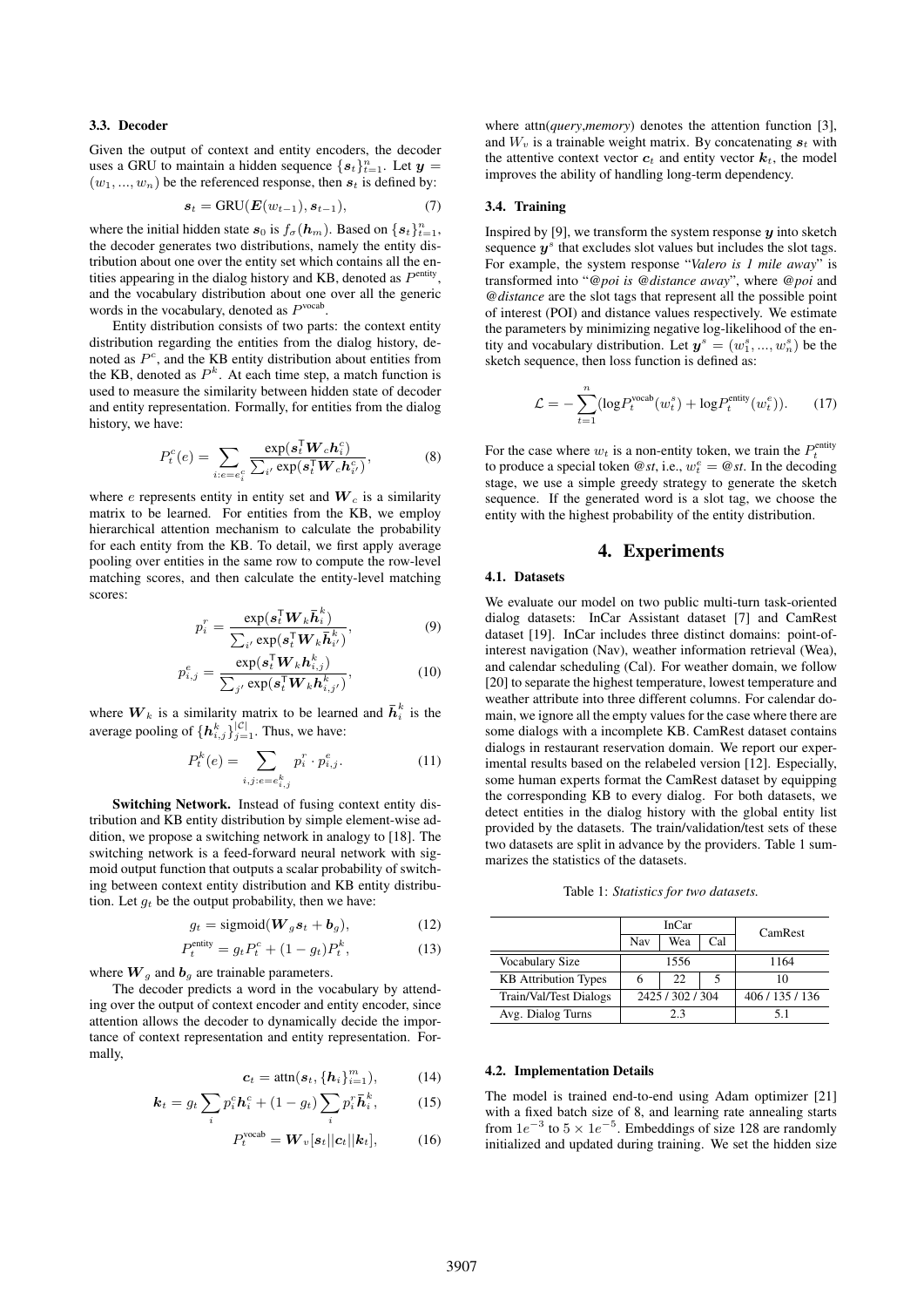### 3.3. Decoder

Given the output of context and entity encoders, the decoder uses a GRU to maintain a hidden sequence $\{\boldsymbol{s}_t\}_{t=1}^n$. Let $\boldsymbol{y} = (w_1, ..., w_n)$ be the referenced response, then $\boldsymbol{s}_t$ is defined by:

$$\boldsymbol{s}_t = \text{GRU}(\boldsymbol{E}(w_{t-1}), \boldsymbol{s}_{t-1}), \tag{7}$$

where the initial hidden state $\boldsymbol{s}_0$ is $f_\sigma(\boldsymbol{h}_m)$. Based on $\{\boldsymbol{s}_t\}_{t=1}^n$, the decoder generates two distributions, namely the entity distribution about one over the entity set which contains all the entities appearing in the dialog history and KB, denoted as $P^{\text{entity}}$, and the vocabulary distribution about one over all the generic words in the vocabulary, denoted as $P^{\text{vocab}}$.

Entity distribution consists of two parts: the context entity distribution regarding the entities from the dialog history, denoted as $P^c$, and the KB entity distribution about entities from the KB, denoted as $P^k$. At each time step, a match function is used to measure the similarity between hidden state of decoder and entity representation. Formally, for entities from the dialog history, we have:

$$P_t^c(e) = \sum_{i:e=e_i^c} \frac{\exp(\boldsymbol{s}_t^\intercal \boldsymbol{W}_c \boldsymbol{h}_i^c)}{\sum_{i'} \exp(\boldsymbol{s}_t^\intercal \boldsymbol{W}_c \boldsymbol{h}_{i'}^c)}, \tag{8}$$

where $e$ represents entity in entity set and $\boldsymbol{W}_c$ is a similarity matrix to be learned. For entities from the KB, we employ hierarchical attention mechanism to calculate the probability for each entity from the KB. To detail, we first apply average pooling over entities in the same row to compute the row-level matching scores, and then calculate the entity-level matching scores:

$$p_i^r = \frac{\exp(\boldsymbol{s}_t^\intercal \boldsymbol{W}_k \bar{\boldsymbol{h}}_i^k)}{\sum_{i'} \exp(\boldsymbol{s}_t^\intercal \boldsymbol{W}_k \bar{\boldsymbol{h}}_{i'}^k)}, \tag{9}$$

$$p_{i,j}^e = \frac{\exp(\boldsymbol{s}_t^\intercal \boldsymbol{W}_k \boldsymbol{h}_{i,j}^k)}{\sum_{j'} \exp(\boldsymbol{s}_t^\intercal \boldsymbol{W}_k \boldsymbol{h}_{i,j'}^k)}, \tag{10}$$

where $\boldsymbol{W}_k$ is a similarity matrix to be learned and $\bar{\boldsymbol{h}}_i^k$ is the average pooling of $\{\boldsymbol{h}_{i,j}^k\}_{j=1}^{|\mathcal{C}|}$. Thus, we have:

$$P_t^k(e) = \sum_{i,j:e=e_{i,j}^k} p_i^r \cdot p_{i,j}^e. \tag{11}$$

**Switching Network.** Instead of fusing context entity distribution and KB entity distribution by simple element-wise addition, we propose a switching network in analogy to [18]. The switching network is a feed-forward neural network with sigmoid output function that outputs a scalar probability of switching between context entity distribution and KB entity distribution. Let $g_t$ be the output probability, then we have:

$$g_t = \text{sigmoid}(\boldsymbol{W}_g \boldsymbol{s}_t + \boldsymbol{b}_g), \tag{12}$$

$$P_t^{\text{entity}} = g_t P_t^c + (1 - g_t) P_t^k, \tag{13}$$

where $\boldsymbol{W}_g$ and $\boldsymbol{b}_g$ are trainable parameters.

The decoder predicts a word in the vocabulary by attending over the output of context encoder and entity encoder, since attention allows the decoder to dynamically decide the importance of context representation and entity representation. Formally,

$$\boldsymbol{c}_t = \text{attn}(\boldsymbol{s}_t, \{\boldsymbol{h}_i\}_{i=1}^m), \tag{14}$$

$$\boldsymbol{k}_t = g_t \sum_i p_i^c \boldsymbol{h}_i^c + (1 - g_t) \sum_i p_i^r \bar{\boldsymbol{h}}_i^k, \tag{15}$$

$$P_t^{\text{vocab}} = \boldsymbol{W}_v [\boldsymbol{s}_t || \boldsymbol{c}_t || \boldsymbol{k}_t], \tag{16}$$

where attn(*query*,*memory*) denotes the attention function [3], and $W_v$ is a trainable weight matrix. By concatenating $\boldsymbol{s}_t$ with the attentive context vector $\boldsymbol{c}_t$ and entity vector $\boldsymbol{k}_t$, the model improves the ability of handling long-term dependency.

### 3.4. Training

Inspired by [9], we transform the system response $\boldsymbol{y}$ into sketch sequence $\boldsymbol{y}^s$ that excludes slot values but includes the slot tags. For example, the system response "*Valero is 1 mile away*" is transformed into "*@poi is @distance away*", where *@poi* and *@distance* are the slot tags that represent all the possible point of interest (POI) and distance values respectively. We estimate the parameters by minimizing negative log-likelihood of the entity and vocabulary distribution. Let $\boldsymbol{y}^s = (w_1^s, ..., w_n^s)$ be the sketch sequence, then loss function is defined as:

$$\mathcal{L} = -\sum_{t=1}^{n} (\log P_t^{\text{vocab}}(w_t^s) + \log P_t^{\text{entity}}(w_t^e)). \tag{17}$$

For the case where $w_t$ is a non-entity token, we train the $P_t^{\text{entity}}$ to produce a special token *@st*, i.e., $w_t^e =$ *@st*. In the decoding stage, we use a simple greedy strategy to generate the sketch sequence. If the generated word is a slot tag, we choose the entity with the highest probability of the entity distribution.

## 4. Experiments

### 4.1. Datasets

We evaluate our model on two public multi-turn task-oriented dialog datasets: InCar Assistant dataset [7] and CamRest dataset [19]. InCar includes three distinct domains: point-of-interest navigation (Nav), weather information retrieval (Wea), and calendar scheduling (Cal). For weather domain, we follow [20] to separate the highest temperature, lowest temperature and weather attribute into three different columns. For calendar domain, we ignore all the empty values for the case where there are some dialogs with a incomplete KB. CamRest dataset contains dialogs in restaurant reservation domain. We report our experimental results based on the relabeled version [12]. Especially, some human experts format the CamRest dataset by equipping the corresponding KB to every dialog. For both datasets, we detect entities in the dialog history with the global entity list provided by the datasets. The train/validation/test sets of these two datasets are split in advance by the providers. Table 1 summarizes the statistics of the datasets.

Table 1: *Statistics for two datasets.*

| | InCar | | | CamRest |
|---|---|---|---|---|
| | Nav | Wea | Cal | |
| Vocabulary Size | 1556 | | | 1164 |
| KB Attribution Types | 6 | 22 | 5 | 10 |
| Train/Val/Test Dialogs | 2425 / 302 / 304 | | | 406 / 135 / 136 |
| Avg. Dialog Turns | 2.3 | | | 5.1 |

### 4.2. Implementation Details

The model is trained end-to-end using Adam optimizer [21] with a fixed batch size of 8, and learning rate annealing starts from $1e^{-3}$ to $5 \times 1e^{-5}$. Embeddings of size 128 are randomly initialized and updated during training. We set the hidden size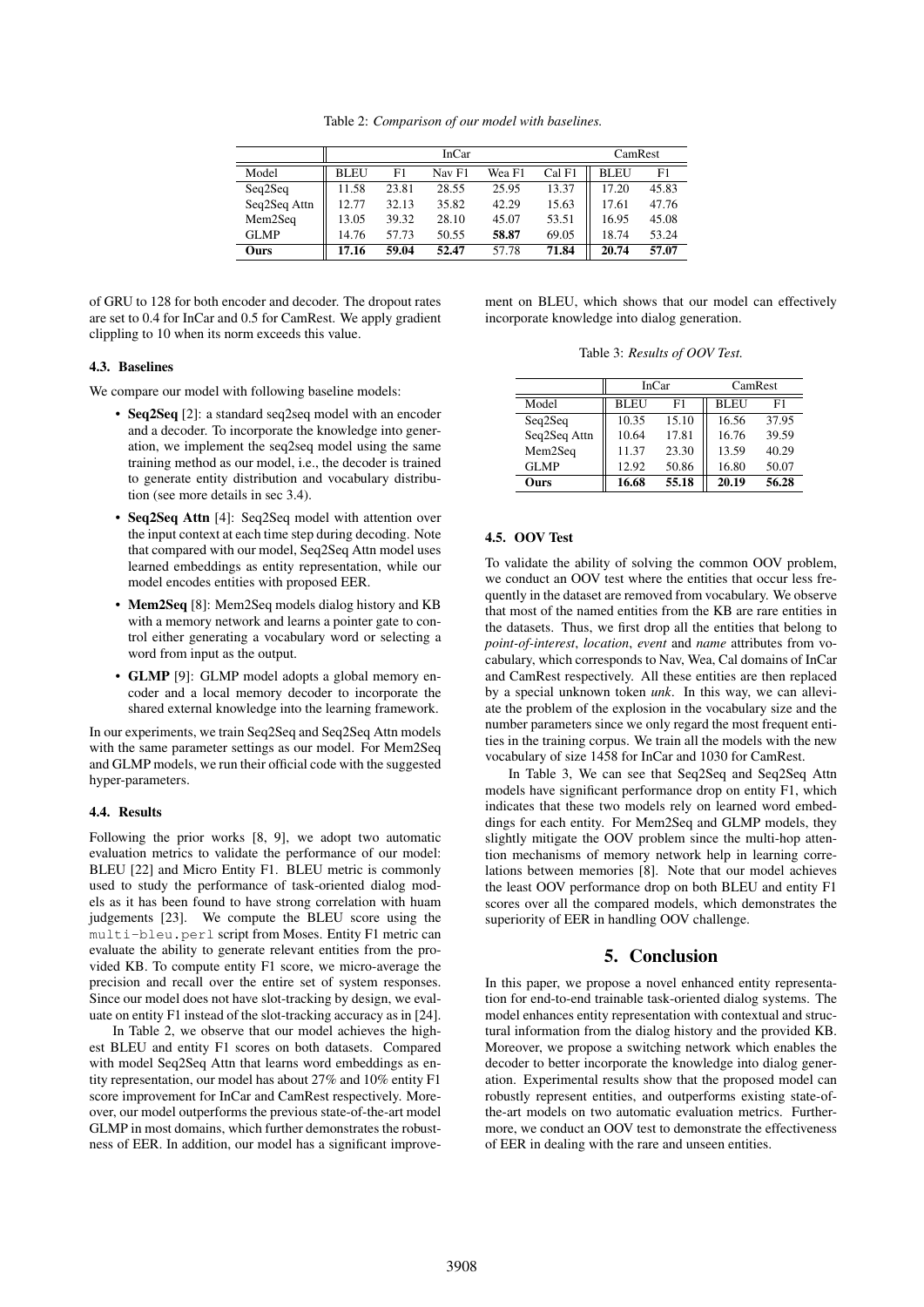Table 2: *Comparison of our model with baselines.*

| | InCar | | | | | CamRest | |
|---|---|---|---|---|---|---|---|
| Model | BLEU | F1 | Nav F1 | Wea F1 | Cal F1 | BLEU | F1 |
| Seq2Seq | 11.58 | 23.81 | 28.55 | 25.95 | 13.37 | 17.20 | 45.83 |
| Seq2Seq Attn | 12.77 | 32.13 | 35.82 | 42.29 | 15.63 | 17.61 | 47.76 |
| Mem2Seq | 13.05 | 39.32 | 28.10 | 45.07 | 53.51 | 16.95 | 45.08 |
| GLMP | 14.76 | 57.73 | 50.55 | **58.87** | 69.05 | 18.74 | 53.24 |
| **Ours** | **17.16** | **59.04** | **52.47** | 57.78 | **71.84** | **20.74** | **57.07** |

of GRU to 128 for both encoder and decoder. The dropout rates are set to 0.4 for InCar and 0.5 for CamRest. We apply gradient clippling to 10 when its norm exceeds this value.

### 4.3. Baselines

We compare our model with following baseline models:

- **Seq2Seq** [2]: a standard seq2seq model with an encoder and a decoder. To incorporate the knowledge into generation, we implement the seq2seq model using the same training method as our model, i.e., the decoder is trained to generate entity distribution and vocabulary distribution (see more details in sec 3.4).
- **Seq2Seq Attn** [4]: Seq2Seq model with attention over the input context at each time step during decoding. Note that compared with our model, Seq2Seq Attn model uses learned embeddings as entity representation, while our model encodes entities with proposed EER.
- **Mem2Seq** [8]: Mem2Seq models dialog history and KB with a memory network and learns a pointer gate to control either generating a vocabulary word or selecting a word from input as the output.
- **GLMP** [9]: GLMP model adopts a global memory encoder and a local memory decoder to incorporate the shared external knowledge into the learning framework.

In our experiments, we train Seq2Seq and Seq2Seq Attn models with the same parameter settings as our model. For Mem2Seq and GLMP models, we run their official code with the suggested hyper-parameters.

### 4.4. Results

Following the prior works [8, 9], we adopt two automatic evaluation metrics to validate the performance of our model: BLEU [22] and Micro Entity F1. BLEU metric is commonly used to study the performance of task-oriented dialog models as it has been found to have strong correlation with huam judgements [23]. We compute the BLEU score using the `multi-bleu.perl` script from Moses. Entity F1 metric can evaluate the ability to generate relevant entities from the provided KB. To compute entity F1 score, we micro-average the precision and recall over the entire set of system responses. Since our model does not have slot-tracking by design, we evaluate on entity F1 instead of the slot-tracking accuracy as in [24].

In Table 2, we observe that our model achieves the highest BLEU and entity F1 scores on both datasets. Compared with model Seq2Seq Attn that learns word embeddings as entity representation, our model has about 27% and 10% entity F1 score improvement for InCar and CamRest respectively. Moreover, our model outperforms the previous state-of-the-art model GLMP in most domains, which further demonstrates the robustness of EER. In addition, our model has a significant improvement on BLEU, which shows that our model can effectively incorporate knowledge into dialog generation.

Table 3: *Results of OOV Test.*

| | InCar | | CamRest | |
|---|---|---|---|---|
| Model | BLEU | F1 | BLEU | F1 |
| Seq2Seq | 10.35 | 15.10 | 16.56 | 37.95 |
| Seq2Seq Attn | 10.64 | 17.81 | 16.76 | 39.59 |
| Mem2Seq | 11.37 | 23.30 | 13.59 | 40.29 |
| GLMP | 12.92 | 50.86 | 16.80 | 50.07 |
| **Ours** | **16.68** | **55.18** | **20.19** | **56.28** |

### 4.5. OOV Test

To validate the ability of solving the common OOV problem, we conduct an OOV test where the entities that occur less frequently in the dataset are removed from vocabulary. We observe that most of the named entities from the KB are rare entities in the datasets. Thus, we first drop all the entities that belong to *point-of-interest*, *location*, *event* and *name* attributes from vocabulary, which corresponds to Nav, Wea, Cal domains of InCar and CamRest respectively. All these entities are then replaced by a special unknown token *unk*. In this way, we can alleviate the problem of the explosion in the vocabulary size and the number parameters since we only regard the most frequent entities in the training corpus. We train all the models with the new vocabulary of size 1458 for InCar and 1030 for CamRest.

In Table 3, We can see that Seq2Seq and Seq2Seq Attn models have significant performance drop on entity F1, which indicates that these two models rely on learned word embeddings for each entity. For Mem2Seq and GLMP models, they slightly mitigate the OOV problem since the multi-hop attention mechanisms of memory network help in learning correlations between memories [8]. Note that our model achieves the least OOV performance drop on both BLEU and entity F1 scores over all the compared models, which demonstrates the superiority of EER in handling OOV challenge.

## 5. Conclusion

In this paper, we propose a novel enhanced entity representation for end-to-end trainable task-oriented dialog systems. The model enhances entity representation with contextual and structural information from the dialog history and the provided KB. Moreover, we propose a switching network which enables the decoder to better incorporate the knowledge into dialog generation. Experimental results show that the proposed model can robustly represent entities, and outperforms existing state-of-the-art models on two automatic evaluation metrics. Furthermore, we conduct an OOV test to demonstrate the effectiveness of EER in dealing with the rare and unseen entities.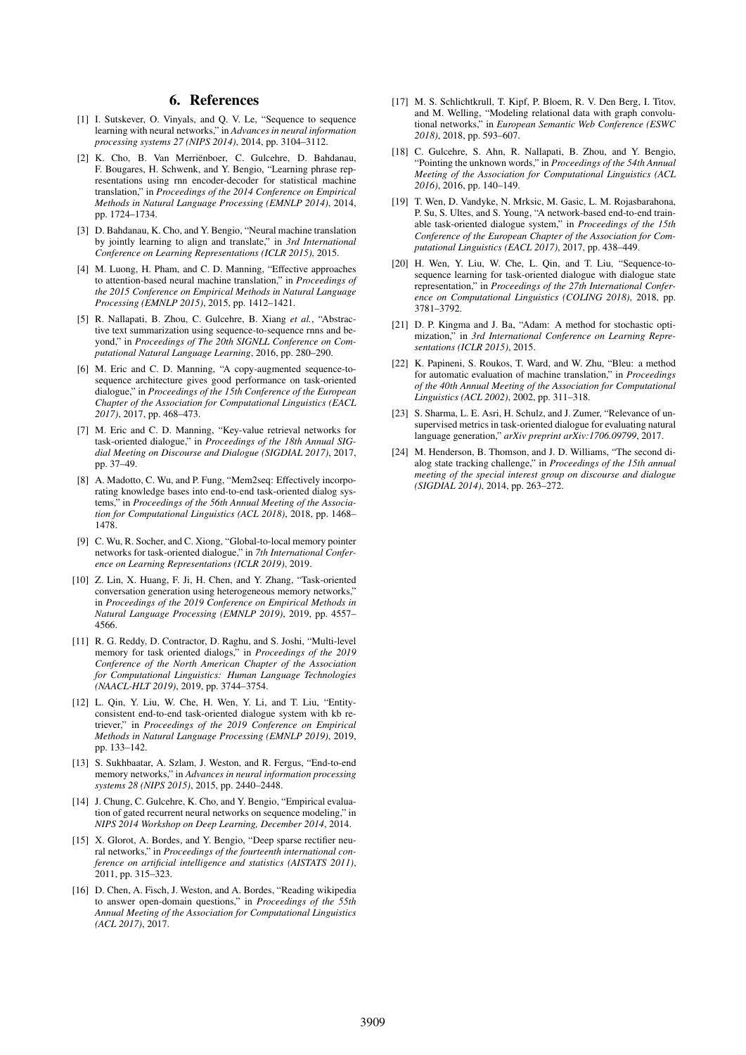## 6. References

[1] I. Sutskever, O. Vinyals, and Q. V. Le, "Sequence to sequence learning with neural networks," in *Advances in neural information processing systems 27 (NIPS 2014)*, 2014, pp. 3104–3112.

[2] K. Cho, B. Van Merriënboer, C. Gulcehre, D. Bahdanau, F. Bougares, H. Schwenk, and Y. Bengio, "Learning phrase representations using rnn encoder-decoder for statistical machine translation," in *Proceedings of the 2014 Conference on Empirical Methods in Natural Language Processing (EMNLP 2014)*, 2014, pp. 1724–1734.

[3] D. Bahdanau, K. Cho, and Y. Bengio, "Neural machine translation by jointly learning to align and translate," in *3rd International Conference on Learning Representations (ICLR 2015)*, 2015.

[4] M. Luong, H. Pham, and C. D. Manning, "Effective approaches to attention-based neural machine translation," in *Proceedings of the 2015 Conference on Empirical Methods in Natural Language Processing (EMNLP 2015)*, 2015, pp. 1412–1421.

[5] R. Nallapati, B. Zhou, C. Gulcehre, B. Xiang *et al.*, "Abstractive text summarization using sequence-to-sequence rnns and beyond," in *Proceedings of The 20th SIGNLL Conference on Computational Natural Language Learning*, 2016, pp. 280–290.

[6] M. Eric and C. D. Manning, "A copy-augmented sequence-to-sequence architecture gives good performance on task-oriented dialogue," in *Proceedings of the 15th Conference of the European Chapter of the Association for Computational Linguistics (EACL 2017)*, 2017, pp. 468–473.

[7] M. Eric and C. D. Manning, "Key-value retrieval networks for task-oriented dialogue," in *Proceedings of the 18th Annual SIGdial Meeting on Discourse and Dialogue (SIGDIAL 2017)*, 2017, pp. 37–49.

[8] A. Madotto, C. Wu, and P. Fung, "Mem2seq: Effectively incorporating knowledge bases into end-to-end task-oriented dialog systems," in *Proceedings of the 56th Annual Meeting of the Association for Computational Linguistics (ACL 2018)*, 2018, pp. 1468–1478.

[9] C. Wu, R. Socher, and C. Xiong, "Global-to-local memory pointer networks for task-oriented dialogue," in *7th International Conference on Learning Representations (ICLR 2019)*, 2019.

[10] Z. Lin, X. Huang, F. Ji, H. Chen, and Y. Zhang, "Task-oriented conversation generation using heterogeneous memory networks," in *Proceedings of the 2019 Conference on Empirical Methods in Natural Language Processing (EMNLP 2019)*, 2019, pp. 4557–4566.

[11] R. G. Reddy, D. Contractor, D. Raghu, and S. Joshi, "Multi-level memory for task oriented dialogs," in *Proceedings of the 2019 Conference of the North American Chapter of the Association for Computational Linguistics: Human Language Technologies (NAACL-HLT 2019)*, 2019, pp. 3744–3754.

[12] L. Qin, Y. Liu, W. Che, H. Wen, Y. Li, and T. Liu, "Entity-consistent end-to-end task-oriented dialogue system with kb retriever," in *Proceedings of the 2019 Conference on Empirical Methods in Natural Language Processing (EMNLP 2019)*, 2019, pp. 133–142.

[13] S. Sukhbaatar, A. Szlam, J. Weston, and R. Fergus, "End-to-end memory networks," in *Advances in neural information processing systems 28 (NIPS 2015)*, 2015, pp. 2440–2448.

[14] J. Chung, C. Gulcehre, K. Cho, and Y. Bengio, "Empirical evaluation of gated recurrent neural networks on sequence modeling," in *NIPS 2014 Workshop on Deep Learning, December 2014*, 2014.

[15] X. Glorot, A. Bordes, and Y. Bengio, "Deep sparse rectifier neural networks," in *Proceedings of the fourteenth international conference on artificial intelligence and statistics (AISTATS 2011)*, 2011, pp. 315–323.

[16] D. Chen, A. Fisch, J. Weston, and A. Bordes, "Reading wikipedia to answer open-domain questions," in *Proceedings of the 55th Annual Meeting of the Association for Computational Linguistics (ACL 2017)*, 2017.

[17] M. S. Schlichtkrull, T. Kipf, P. Bloem, R. V. Den Berg, I. Titov, and M. Welling, "Modeling relational data with graph convolutional networks," in *European Semantic Web Conference (ESWC 2018)*, 2018, pp. 593–607.

[18] C. Gulcehre, S. Ahn, R. Nallapati, B. Zhou, and Y. Bengio, "Pointing the unknown words," in *Proceedings of the 54th Annual Meeting of the Association for Computational Linguistics (ACL 2016)*, 2016, pp. 140–149.

[19] T. Wen, D. Vandyke, N. Mrksic, M. Gasic, L. M. Rojasbarahona, P. Su, S. Ultes, and S. Young, "A network-based end-to-end trainable task-oriented dialogue system," in *Proceedings of the 15th Conference of the European Chapter of the Association for Computational Linguistics (EACL 2017)*, 2017, pp. 438–449.

[20] H. Wen, Y. Liu, W. Che, L. Qin, and T. Liu, "Sequence-to-sequence learning for task-oriented dialogue with dialogue state representation," in *Proceedings of the 27th International Conference on Computational Linguistics (COLING 2018)*, 2018, pp. 3781–3792.

[21] D. P. Kingma and J. Ba, "Adam: A method for stochastic optimization," in *3rd International Conference on Learning Representations (ICLR 2015)*, 2015.

[22] K. Papineni, S. Roukos, T. Ward, and W. Zhu, "Bleu: a method for automatic evaluation of machine translation," in *Proceedings of the 40th Annual Meeting of the Association for Computational Linguistics (ACL 2002)*, 2002, pp. 311–318.

[23] S. Sharma, L. E. Asri, H. Schulz, and J. Zumer, "Relevance of unsupervised metrics in task-oriented dialogue for evaluating natural language generation," *arXiv preprint arXiv:1706.09799*, 2017.

[24] M. Henderson, B. Thomson, and J. D. Williams, "The second dialog state tracking challenge," in *Proceedings of the 15th annual meeting of the special interest group on discourse and dialogue (SIGDIAL 2014)*, 2014, pp. 263–272.